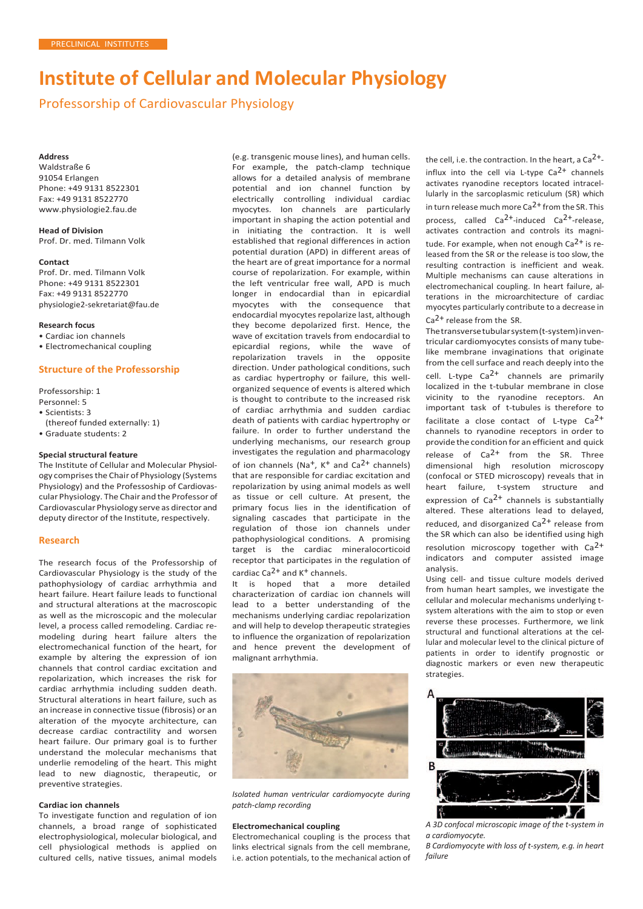PRECLINICAL INSTITUTES

# Institute of Cellular and Molecular Physiology

## Professorship of Cardiovascular Physiology

**Address**
Waldstraße 6
91054 Erlangen
Phone: +49 9131 8522301
Fax: +49 9131 8522770
www.physiologie2.fau.de

**Head of Division**
Prof. Dr. med. Tilmann Volk

**Contact**
Prof. Dr. med. Tilmann Volk
Phone: +49 9131 8522301
Fax: +49 9131 8522770
physiologie2-sekretariat@fau.de

**Research focus**
- Cardiac ion channels
- Electromechanical coupling

### Structure of the Professorship

Professorship: 1
Personnel: 5
- Scientists: 3
  (thereof funded externally: 1)
- Graduate students: 2

**Special structural feature**
The Institute of Cellular and Molecular Physiology comprises the Chair of Physiology (Systems Physiology) and the Professoship of Cardiovascular Physiology. The Chair and the Professor of Cardiovascular Physiology serve as director and deputy director of the Institute, respectively.

### Research

The research focus of the Professorship of Cardiovascular Physiology is the study of the pathophysiology of cardiac arrhythmia and heart failure. Heart failure leads to functional and structural alterations at the macroscopic as well as the microscopic and the molecular level, a process called remodeling. Cardiac remodeling during heart failure alters the electromechanical function of the heart, for example by altering the expression of ion channels that control cardiac excitation and repolarization, which increases the risk for cardiac arrhythmia including sudden death. Structural alterations in heart failure, such as an increase in connective tissue (fibrosis) or an alteration of the myocyte architecture, can decrease cardiac contractility and worsen heart failure. Our primary goal is to further understand the molecular mechanisms that underlie remodeling of the heart. This might lead to new diagnostic, therapeutic, or preventive strategies.

**Cardiac ion channels**
To investigate function and regulation of ion channels, a broad range of sophisticated electrophysiological, molecular biological, and cell physiological methods is applied on cultured cells, native tissues, animal models (e.g. transgenic mouse lines), and human cells. For example, the patch-clamp technique allows for a detailed analysis of membrane potential and ion channel function by electrically controlling individual cardiac myocytes. Ion channels are particularly important in shaping the action potential and in initiating the contraction. It is well established that regional differences in action potential duration (APD) in different areas of the heart are of great importance for a normal course of repolarization. For example, within the left ventricular free wall, APD is much longer in endocardial than in epicardial myocytes with the consequence that endocardial myocytes repolarize last, although they become depolarized first. Hence, the wave of excitation travels from endocardial to epicardial regions, while the wave of repolarization travels in the opposite direction. Under pathological conditions, such as cardiac hypertrophy or failure, this well-organized sequence of events is altered which is thought to contribute to the increased risk of cardiac arrhythmia and sudden cardiac death of patients with cardiac hypertrophy or failure. In order to further understand the underlying mechanisms, our research group investigates the regulation and pharmacology of ion channels ($Na^+$, $K^+$ and $Ca^{2+}$ channels) that are responsible for cardiac excitation and repolarization by using animal models as well as tissue or cell culture. At present, the primary focus lies in the identification of signaling cascades that participate in the regulation of those ion channels under pathophysiological conditions. A promising target is the cardiac mineralocorticoid receptor that participates in the regulation of cardiac $Ca^{2+}$ and $K^+$ channels.

It is hoped that a more detailed characterization of cardiac ion channels will lead to a better understanding of the mechanisms underlying cardiac repolarization and will help to develop therapeutic strategies to influence the organization of repolarization and hence prevent the development of malignant arrhythmia.

*Isolated human ventricular cardiomyocyte during patch-clamp recording*

**Electromechanical coupling**
Electromechanical coupling is the process that links electrical signals from the cell membrane, i.e. action potentials, to the mechanical action of the cell, i.e. the contraction. In the heart, a $Ca^{2+}$-influx into the cell via L-type $Ca^{2+}$ channels activates ryanodine receptors located intracellularly in the sarcoplasmic reticulum (SR) which in turn release much more $Ca^{2+}$ from the SR. This process, called $Ca^{2+}$-induced $Ca^{2+}$-release, activates contraction and controls its magnitude. For example, when not enough $Ca^{2+}$ is released from the SR or the release is too slow, the resulting contraction is inefficient and weak. Multiple mechanisms can cause alterations in electromechanical coupling. In heart failure, alterations in the microarchitecture of cardiac myocytes particularly contribute to a decrease in $Ca^{2+}$ release from the SR.

The transverse tubular system (t-system) in ventricular cardiomyocytes consists of many tube-like membrane invaginations that originate from the cell surface and reach deeply into the cell. L-type $Ca^{2+}$ channels are primarily localized in the t-tubular membrane in close vicinity to the ryanodine receptors. An important task of t-tubules is therefore to facilitate a close contact of L-type $Ca^{2+}$ channels to ryanodine receptors in order to provide the condition for an efficient and quick release of $Ca^{2+}$ from the SR. Three dimensional high resolution microscopy (confocal or STED microscopy) reveals that in heart failure, t-system structure and expression of $Ca^{2+}$ channels is substantially altered. These alterations lead to delayed, reduced, and disorganized $Ca^{2+}$ release from the SR which can also be identified using high resolution microscopy together with $Ca^{2+}$ indicators and computer assisted image analysis.

Using cell- and tissue culture models derived from human heart samples, we investigate the cellular and molecular mechanisms underlying t-system alterations with the aim to stop or even reverse these processes. Furthermore, we link structural and functional alterations at the cellular and molecular level to the clinical picture of patients in order to identify prognostic or diagnostic markers or even new therapeutic strategies.

*A 3D confocal microscopic image of the t-system in a cardiomyocyte.*
*B Cardiomyocyte with loss of t-system, e.g. in heart failure*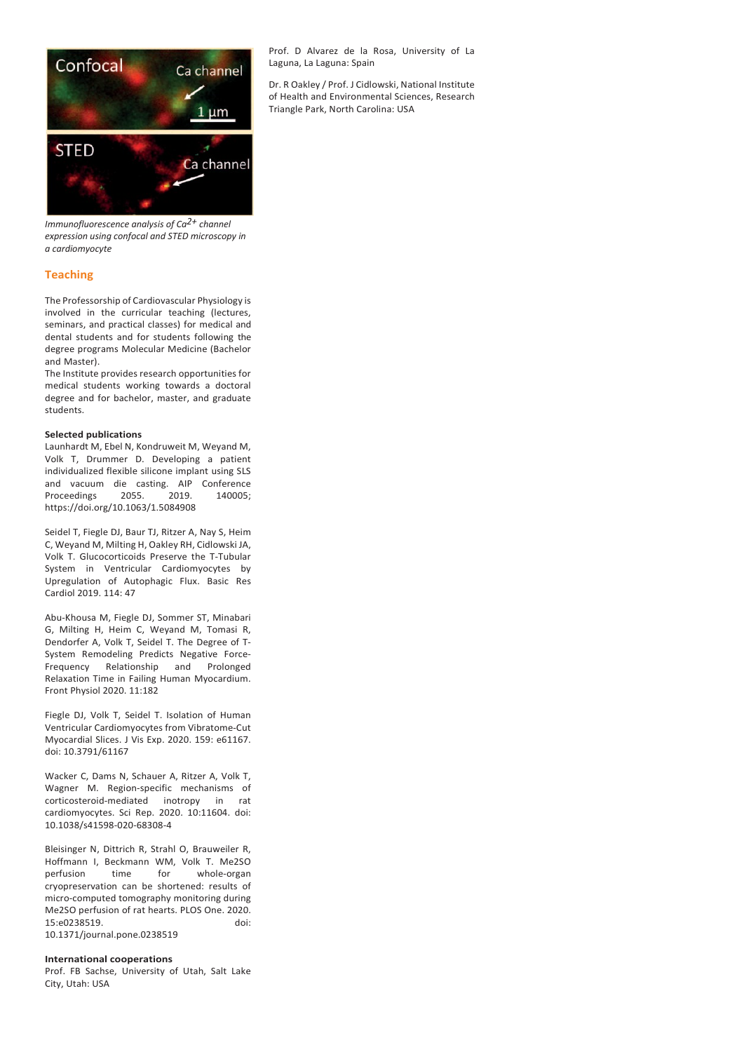Confocal

Ca channel

1 µm

STED

Ca channel

*Immunofluorescence analysis of $Ca^{2+}$ channel expression using confocal and STED microscopy in a cardiomyocyte*

## Teaching

The Professorship of Cardiovascular Physiology is involved in the curricular teaching (lectures, seminars, and practical classes) for medical and dental students and for students following the degree programs Molecular Medicine (Bachelor and Master).

The Institute provides research opportunities for medical students working towards a doctoral degree and for bachelor, master, and graduate students.

### Selected publications

Launhardt M, Ebel N, Kondruweit M, Weyand M, Volk T, Drummer D. Developing a patient individualized flexible silicone implant using SLS and vacuum die casting. AIP Conference Proceedings 2055. 2019. 140005; https://doi.org/10.1063/1.5084908

Seidel T, Fiegle DJ, Baur TJ, Ritzer A, Nay S, Heim C, Weyand M, Milting H, Oakley RH, Cidlowski JA, Volk T. Glucocorticoids Preserve the T-Tubular System in Ventricular Cardiomyocytes by Upregulation of Autophagic Flux. Basic Res Cardiol 2019. 114: 47

Abu-Khousa M, Fiegle DJ, Sommer ST, Minabari G, Milting H, Heim C, Weyand M, Tomasi R, Dendorfer A, Volk T, Seidel T. The Degree of T-System Remodeling Predicts Negative Force-Frequency Relationship and Prolonged Relaxation Time in Failing Human Myocardium. Front Physiol 2020. 11:182

Fiegle DJ, Volk T, Seidel T. Isolation of Human Ventricular Cardiomyocytes from Vibratome-Cut Myocardial Slices. J Vis Exp. 2020. 159: e61167. doi: 10.3791/61167

Wacker C, Dams N, Schauer A, Ritzer A, Volk T, Wagner M. Region-specific mechanisms of corticosteroid-mediated inotropy in rat cardiomyocytes. Sci Rep. 2020. 10:11604. doi: 10.1038/s41598-020-68308-4

Bleisinger N, Dittrich R, Strahl O, Brauweiler R, Hoffmann I, Beckmann WM, Volk T. Me2SO perfusion time for whole-organ cryopreservation can be shortened: results of micro-computed tomography monitoring during Me2SO perfusion of rat hearts. PLOS One. 2020. 15:e0238519. doi: 10.1371/journal.pone.0238519

### International cooperations

Prof. FB Sachse, University of Utah, Salt Lake City, Utah: USA

Prof. D Alvarez de la Rosa, University of La Laguna, La Laguna: Spain

Dr. R Oakley / Prof. J Cidlowski, National Institute of Health and Environmental Sciences, Research Triangle Park, North Carolina: USA